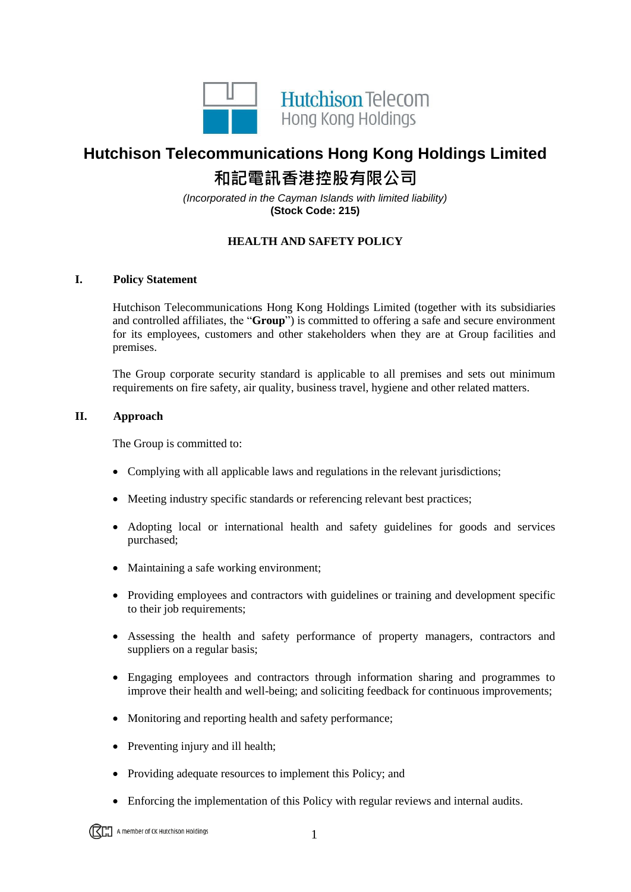# Hutchison Telecommunications Hong Kong Holdings Limited

# 和記電訊香港控股有限公司

*(Incorporated in the Cayman Islands with limited liability)*

**(Stock Code: 215)**

## HEALTH AND SAFETY POLICY

### I. Policy Statement

Hutchison Telecommunications Hong Kong Holdings Limited (together with its subsidiaries and controlled affiliates, the "**Group**") is committed to offering a safe and secure environment for its employees, customers and other stakeholders when they are at Group facilities and premises.

The Group corporate security standard is applicable to all premises and sets out minimum requirements on fire safety, air quality, business travel, hygiene and other related matters.

### II. Approach

The Group is committed to:

- Complying with all applicable laws and regulations in the relevant jurisdictions;
- Meeting industry specific standards or referencing relevant best practices;
- Adopting local or international health and safety guidelines for goods and services purchased;
- Maintaining a safe working environment;
- Providing employees and contractors with guidelines or training and development specific to their job requirements;
- Assessing the health and safety performance of property managers, contractors and suppliers on a regular basis;
- Engaging employees and contractors through information sharing and programmes to improve their health and well-being; and soliciting feedback for continuous improvements;
- Monitoring and reporting health and safety performance;
- Preventing injury and ill health;
- Providing adequate resources to implement this Policy; and
- Enforcing the implementation of this Policy with regular reviews and internal audits.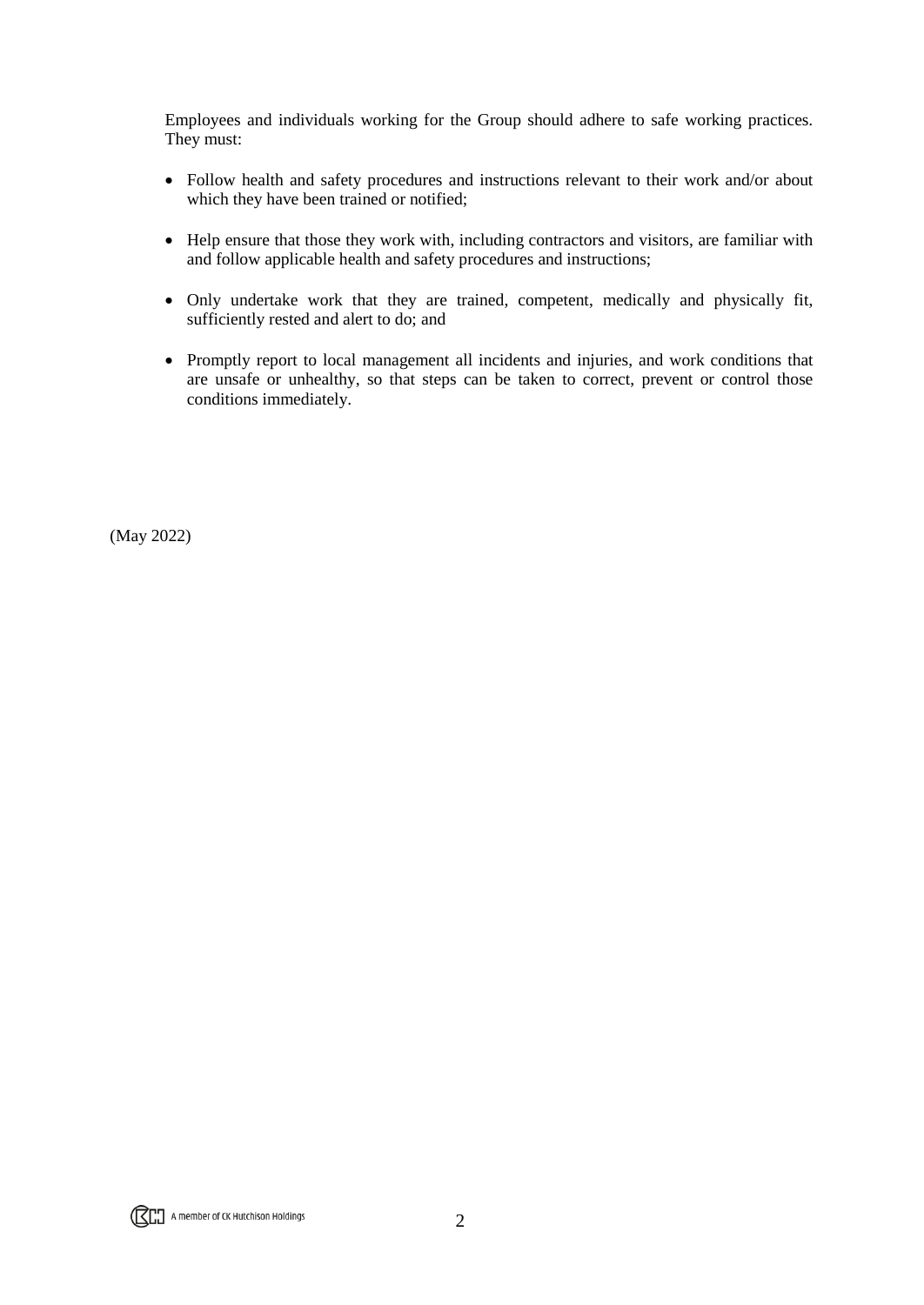Employees and individuals working for the Group should adhere to safe working practices. They must:

- Follow health and safety procedures and instructions relevant to their work and/or about which they have been trained or notified;

- Help ensure that those they work with, including contractors and visitors, are familiar with and follow applicable health and safety procedures and instructions;

- Only undertake work that they are trained, competent, medically and physically fit, sufficiently rested and alert to do; and

- Promptly report to local management all incidents and injuries, and work conditions that are unsafe or unhealthy, so that steps can be taken to correct, prevent or control those conditions immediately.

(May 2022)